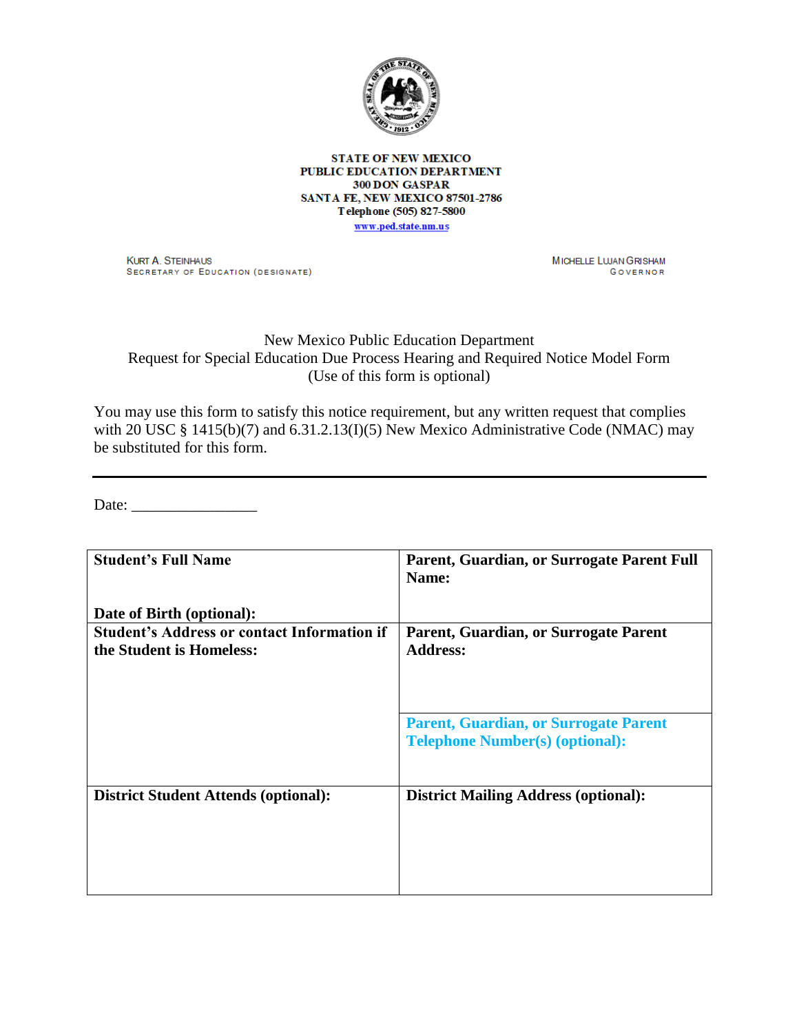**STATE OF NEW MEXICO**
**PUBLIC EDUCATION DEPARTMENT**
**300 DON GASPAR**
**SANTA FE, NEW MEXICO 87501-2786**
**Telephone (505) 827-5800**
**www.ped.state.nm.us**

KURT A. STEINHAUS
SECRETARY OF EDUCATION (DESIGNATE)

MICHELLE LUJAN GRISHAM
GOVERNOR

New Mexico Public Education Department
Request for Special Education Due Process Hearing and Required Notice Model Form
(Use of this form is optional)

You may use this form to satisfy this notice requirement, but any written request that complies with 20 USC § 1415(b)(7) and 6.31.2.13(I)(5) New Mexico Administrative Code (NMAC) may be substituted for this form.

---

Date: ________________

| **Student's Full Name**<br><br>**Date of Birth (optional):** | **Parent, Guardian, or Surrogate Parent Full Name:** |
|---|---|
| **Student's Address or contact Information if the Student is Homeless:** | **Parent, Guardian, or Surrogate Parent Address:** |
| | **Parent, Guardian, or Surrogate Parent Telephone Number(s) (optional):** |
| **District Student Attends (optional):** | **District Mailing Address (optional):** |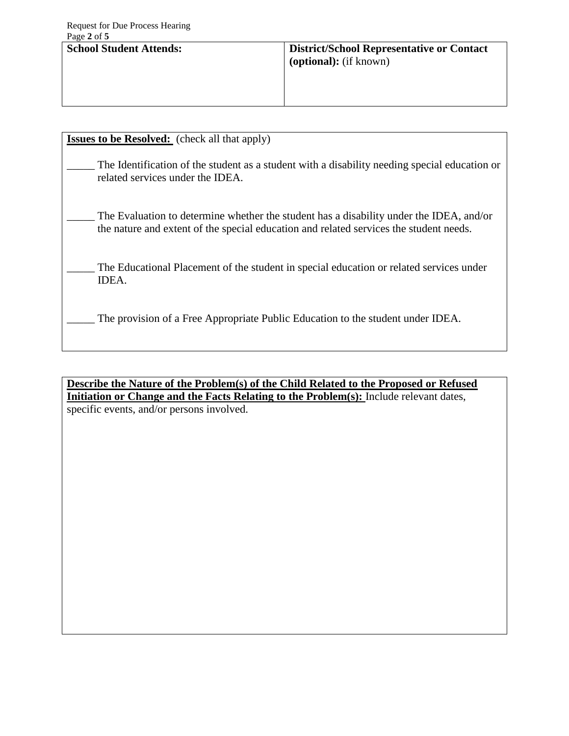| **School Student Attends:** | **District/School Representative or Contact (optional):** (if known) |
| --- | --- |
| | |

**Issues to be Resolved:** (check all that apply)

_____ The Identification of the student as a student with a disability needing special education or related services under the IDEA.

_____ The Evaluation to determine whether the student has a disability under the IDEA, and/or the nature and extent of the special education and related services the student needs.

_____ The Educational Placement of the student in special education or related services under IDEA.

_____ The provision of a Free Appropriate Public Education to the student under IDEA.

**Describe the Nature of the Problem(s) of the Child Related to the Proposed or Refused Initiation or Change and the Facts Relating to the Problem(s):** Include relevant dates, specific events, and/or persons involved.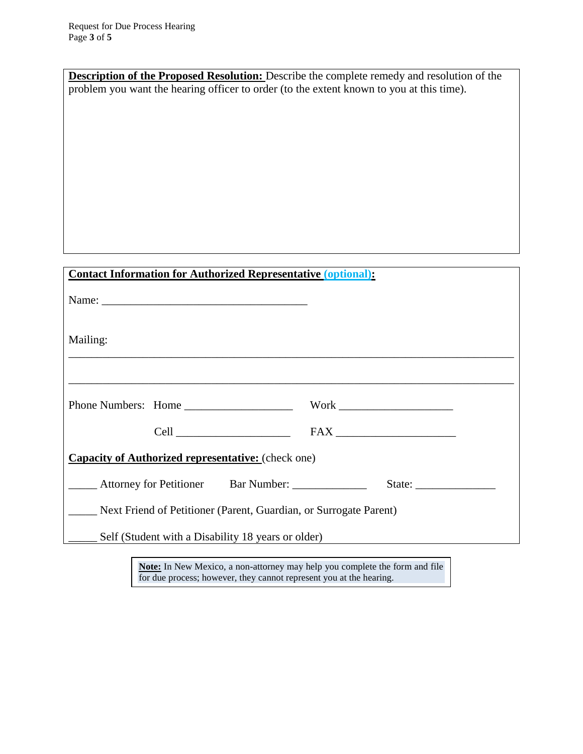**Description of the Proposed Resolution:** Describe the complete remedy and resolution of the problem you want the hearing officer to order (to the extent known to you at this time).

**Contact Information for Authorized Representative (optional):**

Name: ___________________________________

Mailing:

_______________________________________________________________________________

_______________________________________________________________________________

Phone Numbers: Home __________________ Work ___________________

Cell ___________________ FAX ____________________

**Capacity of Authorized representative:** (check one)

_____ Attorney for Petitioner Bar Number: ____________ State: _____________

_____ Next Friend of Petitioner (Parent, Guardian, or Surrogate Parent)

_____ Self (Student with a Disability 18 years or older)

**Note:** In New Mexico, a non-attorney may help you complete the form and file for due process; however, they cannot represent you at the hearing.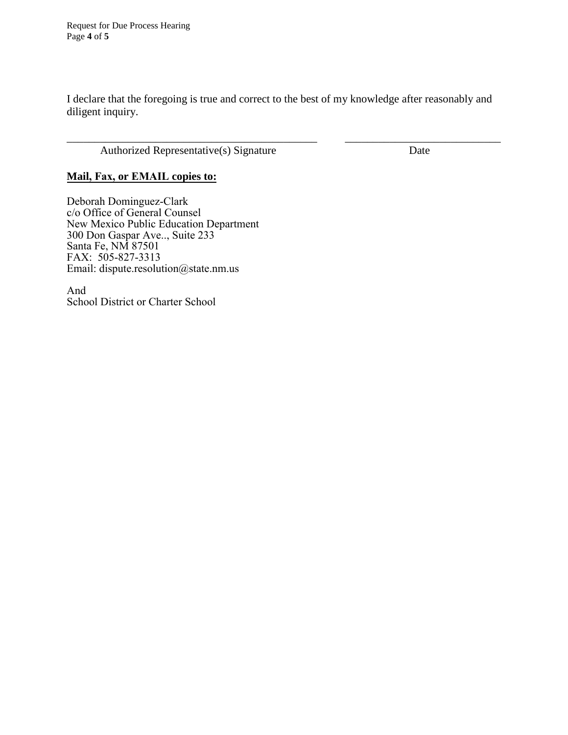I declare that the foregoing is true and correct to the best of my knowledge after reasonably and diligent inquiry.

\_\_\_\_\_\_\_\_\_\_\_\_\_\_\_\_\_\_\_\_\_\_\_\_\_\_\_\_\_\_\_\_\_\_\_\_\_\_\_\_\_\_\_\_ &nbsp;&nbsp;&nbsp;&nbsp; \_\_\_\_\_\_\_\_\_\_\_\_\_\_\_\_\_\_\_\_\_\_\_\_\_\_\_\_

Authorized Representative(s) Signature &nbsp;&nbsp;&nbsp;&nbsp;&nbsp;&nbsp;&nbsp;&nbsp;&nbsp;&nbsp;&nbsp;&nbsp;&nbsp;&nbsp;&nbsp;&nbsp;&nbsp;&nbsp;&nbsp;&nbsp; Date

**Mail, Fax, or EMAIL copies to:**

Deborah Dominguez-Clark  
c/o Office of General Counsel  
New Mexico Public Education Department  
300 Don Gaspar Ave.., Suite 233  
Santa Fe, NM 87501  
FAX: 505-827-3313  
Email: dispute.resolution@state.nm.us

And  
School District or Charter School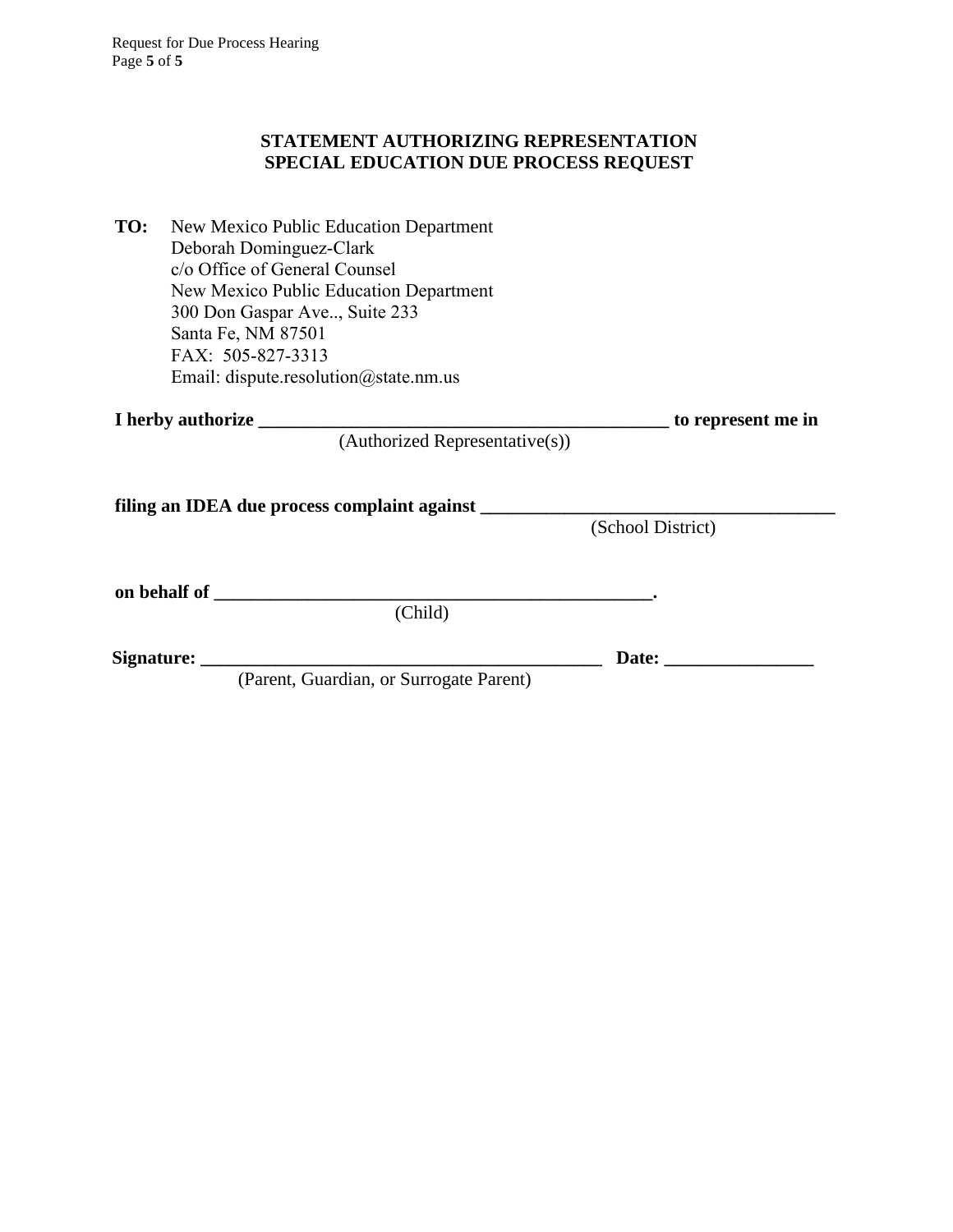## STATEMENT AUTHORIZING REPRESENTATION
## SPECIAL EDUCATION DUE PROCESS REQUEST

**TO:** New Mexico Public Education Department
Deborah Dominguez-Clark
c/o Office of General Counsel
New Mexico Public Education Department
300 Don Gaspar Ave.., Suite 233
Santa Fe, NM 87501
FAX: 505-827-3313
Email: dispute.resolution@state.nm.us

**I herby authorize _____________________________________________ to represent me in**
(Authorized Representative(s))

**filing an IDEA due process complaint against _____________________________________**
(School District)

**on behalf of ________________________________________________.**
(Child)

**Signature: ____________________________________________ Date: ________________**
(Parent, Guardian, or Surrogate Parent)